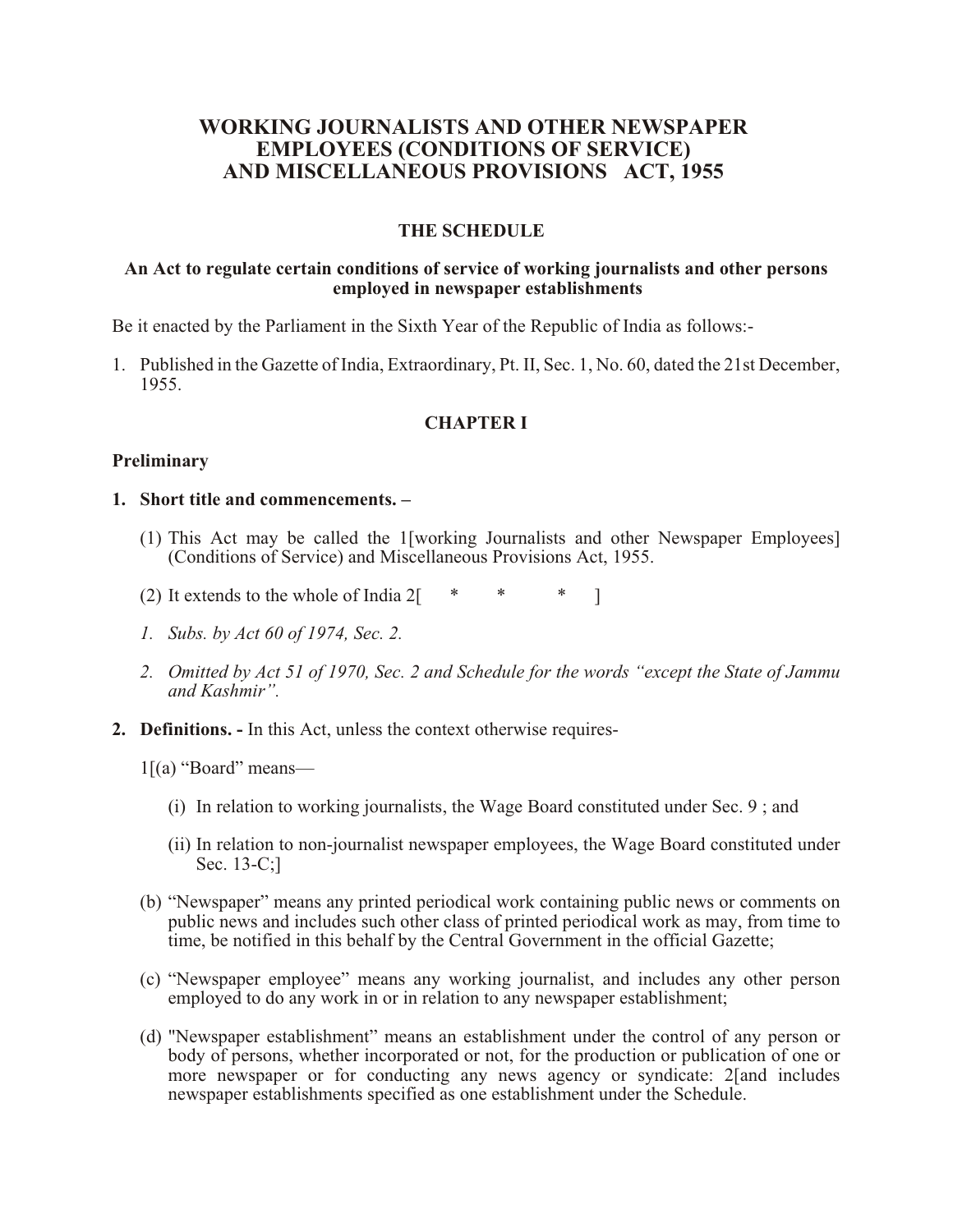# WORKING JOURNALISTS AND OTHER NEWSPAPER EMPLOYEES (CONDITIONS OF SERVICE) AND MISCELLANEOUS PROVISIONS ACT, 1955

### THE SCHEDULE

**An Act to regulate certain conditions of service of working journalists and other persons employed in newspaper establishments**

Be it enacted by the Parliament in the Sixth Year of the Republic of India as follows:-

1. Published in the Gazette of India, Extraordinary, Pt. II, Sec. 1, No. 60, dated the 21st December, 1955.

### CHAPTER I

**Preliminary**

**1. Short title and commencements. –**

(1) This Act may be called the 1[working Journalists and other Newspaper Employees] (Conditions of Service) and Miscellaneous Provisions Act, 1955.

(2) It extends to the whole of India 2[ * * * ]

*1. Subs. by Act 60 of 1974, Sec. 2.*

*2. Omitted by Act 51 of 1970, Sec. 2 and Schedule for the words "except the State of Jammu and Kashmir".*

**2. Definitions. -** In this Act, unless the context otherwise requires-

1[(a) "Board" means—

(i) In relation to working journalists, the Wage Board constituted under Sec. 9 ; and

(ii) In relation to non-journalist newspaper employees, the Wage Board constituted under Sec. 13-C;]

(b) "Newspaper" means any printed periodical work containing public news or comments on public news and includes such other class of printed periodical work as may, from time to time, be notified in this behalf by the Central Government in the official Gazette;

(c) "Newspaper employee" means any working journalist, and includes any other person employed to do any work in or in relation to any newspaper establishment;

(d) "Newspaper establishment" means an establishment under the control of any person or body of persons, whether incorporated or not, for the production or publication of one or more newspaper or for conducting any news agency or syndicate: 2[and includes newspaper establishments specified as one establishment under the Schedule.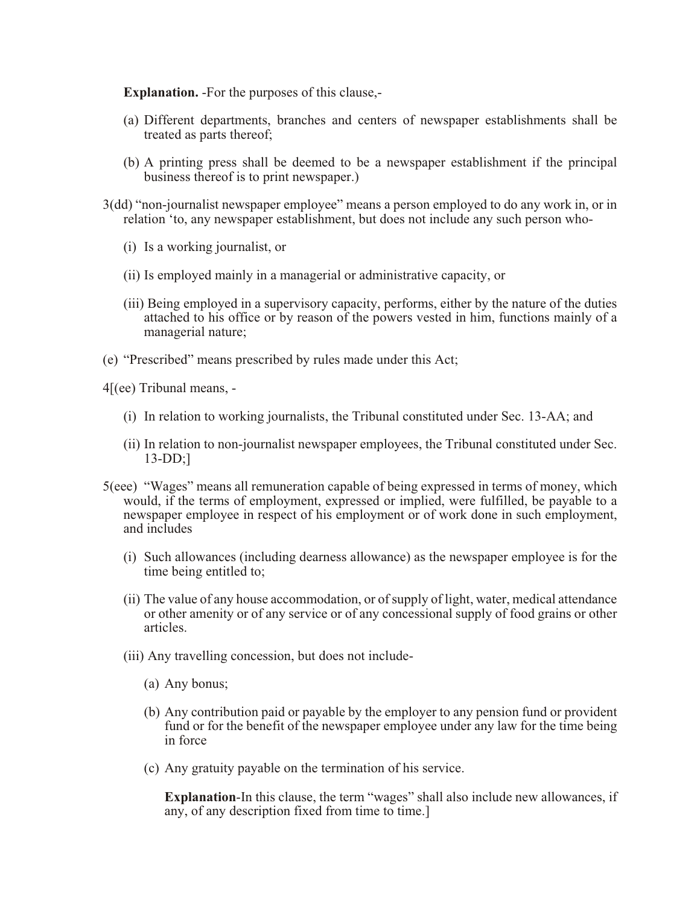**Explanation.** -For the purposes of this clause,-

(a) Different departments, branches and centers of newspaper establishments shall be treated as parts thereof;

(b) A printing press shall be deemed to be a newspaper establishment if the principal business thereof is to print newspaper.)

3(dd) "non-journalist newspaper employee" means a person employed to do any work in, or in relation 'to, any newspaper establishment, but does not include any such person who-

(i) Is a working journalist, or

(ii) Is employed mainly in a managerial or administrative capacity, or

(iii) Being employed in a supervisory capacity, performs, either by the nature of the duties attached to his office or by reason of the powers vested in him, functions mainly of a managerial nature;

(e) "Prescribed" means prescribed by rules made under this Act;

4[(ee) Tribunal means, -

(i) In relation to working journalists, the Tribunal constituted under Sec. 13-AA; and

(ii) In relation to non-journalist newspaper employees, the Tribunal constituted under Sec. 13-DD;]

5(eee) "Wages" means all remuneration capable of being expressed in terms of money, which would, if the terms of employment, expressed or implied, were fulfilled, be payable to a newspaper employee in respect of his employment or of work done in such employment, and includes

(i) Such allowances (including dearness allowance) as the newspaper employee is for the time being entitled to;

(ii) The value of any house accommodation, or of supply of light, water, medical attendance or other amenity or of any service or of any concessional supply of food grains or other articles.

(iii) Any travelling concession, but does not include-

(a) Any bonus;

(b) Any contribution paid or payable by the employer to any pension fund or provident fund or for the benefit of the newspaper employee under any law for the time being in force

(c) Any gratuity payable on the termination of his service.

**Explanation**-In this clause, the term "wages" shall also include new allowances, if any, of any description fixed from time to time.]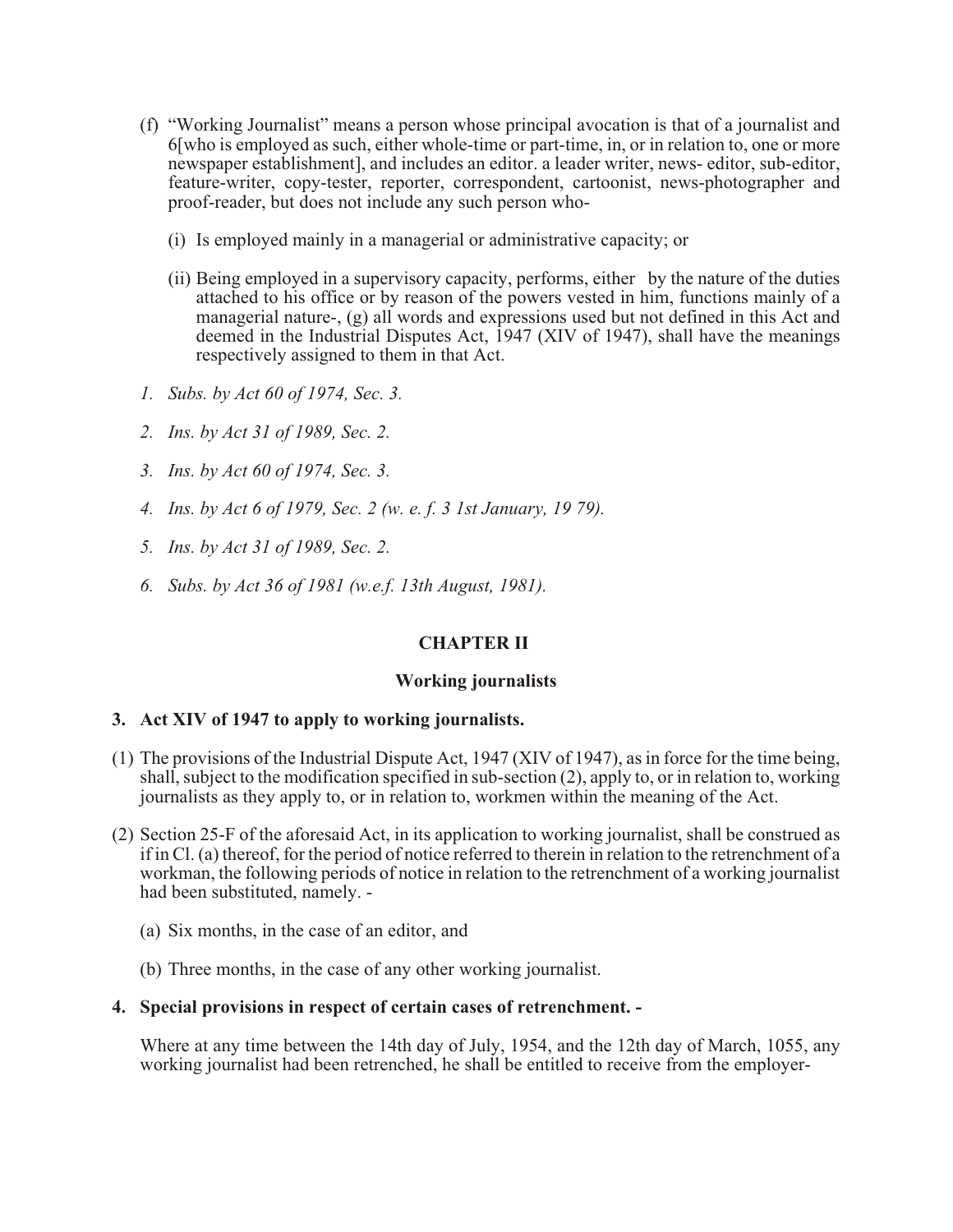(f) "Working Journalist" means a person whose principal avocation is that of a journalist and 6[who is employed as such, either whole-time or part-time, in, or in relation to, one or more newspaper establishment], and includes an editor. a leader writer, news- editor, sub-editor, feature-writer, copy-tester, reporter, correspondent, cartoonist, news-photographer and proof-reader, but does not include any such person who-

(i) Is employed mainly in a managerial or administrative capacity; or

(ii) Being employed in a supervisory capacity, performs, either by the nature of the duties attached to his office or by reason of the powers vested in him, functions mainly of a managerial nature-, (g) all words and expressions used but not defined in this Act and deemed in the Industrial Disputes Act, 1947 (XIV of 1947), shall have the meanings respectively assigned to them in that Act.

*1. Subs. by Act 60 of 1974, Sec. 3.*

*2. Ins. by Act 31 of 1989, Sec. 2.*

*3. Ins. by Act 60 of 1974, Sec. 3.*

*4. Ins. by Act 6 of 1979, Sec. 2 (w. e. f. 3 1st January, 19 79).*

*5. Ins. by Act 31 of 1989, Sec. 2.*

*6. Subs. by Act 36 of 1981 (w.e.f. 13th August, 1981).*

## CHAPTER II

### Working journalists

**3. Act XIV of 1947 to apply to working journalists.**

(1) The provisions of the Industrial Dispute Act, 1947 (XIV of 1947), as in force for the time being, shall, subject to the modification specified in sub-section (2), apply to, or in relation to, working journalists as they apply to, or in relation to, workmen within the meaning of the Act.

(2) Section 25-F of the aforesaid Act, in its application to working journalist, shall be construed as if in Cl. (a) thereof, for the period of notice referred to therein in relation to the retrenchment of a workman, the following periods of notice in relation to the retrenchment of a working journalist had been substituted, namely. -

(a) Six months, in the case of an editor, and

(b) Three months, in the case of any other working journalist.

**4. Special provisions in respect of certain cases of retrenchment. -**

Where at any time between the 14th day of July, 1954, and the 12th day of March, 1055, any working journalist had been retrenched, he shall be entitled to receive from the employer-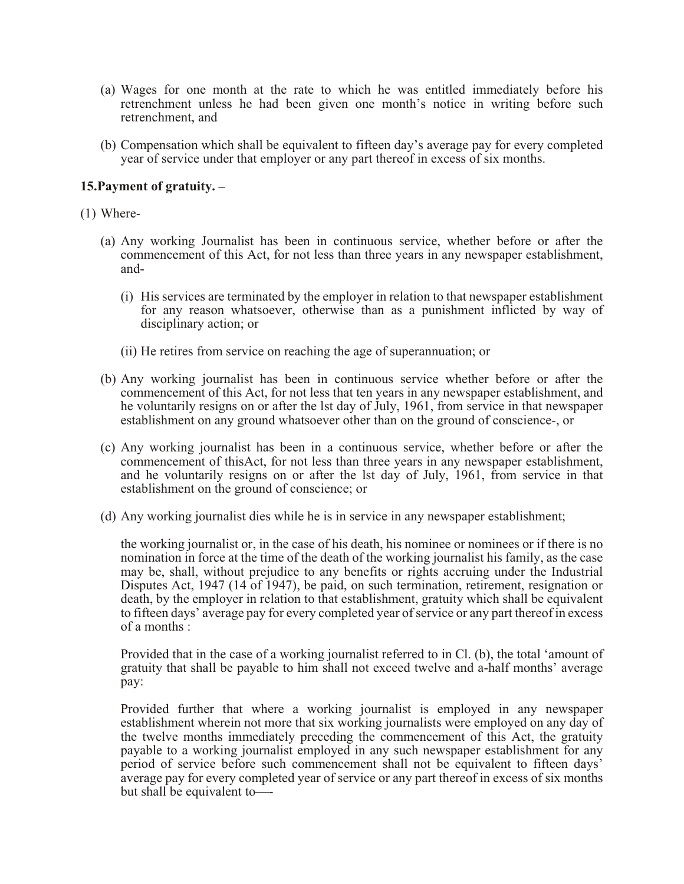(a) Wages for one month at the rate to which he was entitled immediately before his retrenchment unless he had been given one month's notice in writing before such retrenchment, and

(b) Compensation which shall be equivalent to fifteen day's average pay for every completed year of service under that employer or any part thereof in excess of six months.

**15.Payment of gratuity. –**

(1) Where-

(a) Any working Journalist has been in continuous service, whether before or after the commencement of this Act, for not less than three years in any newspaper establishment, and-

(i) His services are terminated by the employer in relation to that newspaper establishment for any reason whatsoever, otherwise than as a punishment inflicted by way of disciplinary action; or

(ii) He retires from service on reaching the age of superannuation; or

(b) Any working journalist has been in continuous service whether before or after the commencement of this Act, for not less that ten years in any newspaper establishment, and he voluntarily resigns on or after the lst day of July, 1961, from service in that newspaper establishment on any ground whatsoever other than on the ground of conscience-, or

(c) Any working journalist has been in a continuous service, whether before or after the commencement of thisAct, for not less than three years in any newspaper establishment, and he voluntarily resigns on or after the lst day of July, 1961, from service in that establishment on the ground of conscience; or

(d) Any working journalist dies while he is in service in any newspaper establishment;

the working journalist or, in the case of his death, his nominee or nominees or if there is no nomination in force at the time of the death of the working journalist his family, as the case may be, shall, without prejudice to any benefits or rights accruing under the Industrial Disputes Act, 1947 (14 of 1947), be paid, on such termination, retirement, resignation or death, by the employer in relation to that establishment, gratuity which shall be equivalent to fifteen days' average pay for every completed year of service or any part thereof in excess of a months :

Provided that in the case of a working journalist referred to in Cl. (b), the total 'amount of gratuity that shall be payable to him shall not exceed twelve and a-half months' average pay:

Provided further that where a working journalist is employed in any newspaper establishment wherein not more that six working journalists were employed on any day of the twelve months immediately preceding the commencement of this Act, the gratuity payable to a working journalist employed in any such newspaper establishment for any period of service before such commencement shall not be equivalent to fifteen days' average pay for every completed year of service or any part thereof in excess of six months but shall be equivalent to—-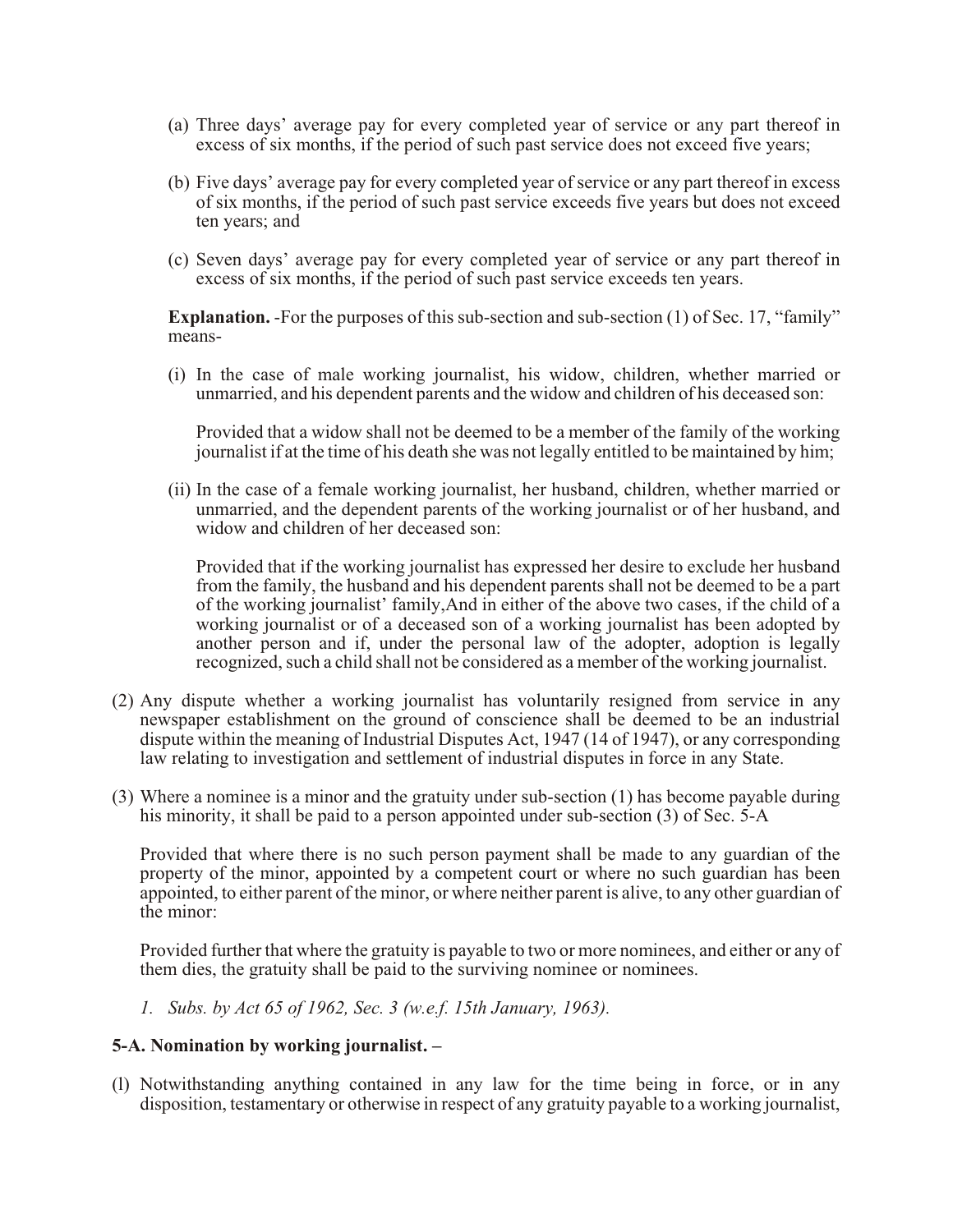(a) Three days' average pay for every completed year of service or any part thereof in excess of six months, if the period of such past service does not exceed five years;

(b) Five days' average pay for every completed year of service or any part thereof in excess of six months, if the period of such past service exceeds five years but does not exceed ten years; and

(c) Seven days' average pay for every completed year of service or any part thereof in excess of six months, if the period of such past service exceeds ten years.

**Explanation.** -For the purposes of this sub-section and sub-section (1) of Sec. 17, "family" means-

(i) In the case of male working journalist, his widow, children, whether married or unmarried, and his dependent parents and the widow and children of his deceased son:

Provided that a widow shall not be deemed to be a member of the family of the working journalist if at the time of his death she was not legally entitled to be maintained by him;

(ii) In the case of a female working journalist, her husband, children, whether married or unmarried, and the dependent parents of the working journalist or of her husband, and widow and children of her deceased son:

Provided that if the working journalist has expressed her desire to exclude her husband from the family, the husband and his dependent parents shall not be deemed to be a part of the working journalist' family,And in either of the above two cases, if the child of a working journalist or of a deceased son of a working journalist has been adopted by another person and if, under the personal law of the adopter, adoption is legally recognized, such a child shall not be considered as a member of the working journalist.

(2) Any dispute whether a working journalist has voluntarily resigned from service in any newspaper establishment on the ground of conscience shall be deemed to be an industrial dispute within the meaning of Industrial Disputes Act, 1947 (14 of 1947), or any corresponding law relating to investigation and settlement of industrial disputes in force in any State.

(3) Where a nominee is a minor and the gratuity under sub-section (1) has become payable during his minority, it shall be paid to a person appointed under sub-section (3) of Sec. 5-A

Provided that where there is no such person payment shall be made to any guardian of the property of the minor, appointed by a competent court or where no such guardian has been appointed, to either parent of the minor, or where neither parent is alive, to any other guardian of the minor:

Provided further that where the gratuity is payable to two or more nominees, and either or any of them dies, the gratuity shall be paid to the surviving nominee or nominees.

*1. Subs. by Act 65 of 1962, Sec. 3 (w.e.f. 15th January, 1963).*

**5-A. Nomination by working journalist. –**

(l) Notwithstanding anything contained in any law for the time being in force, or in any disposition, testamentary or otherwise in respect of any gratuity payable to a working journalist,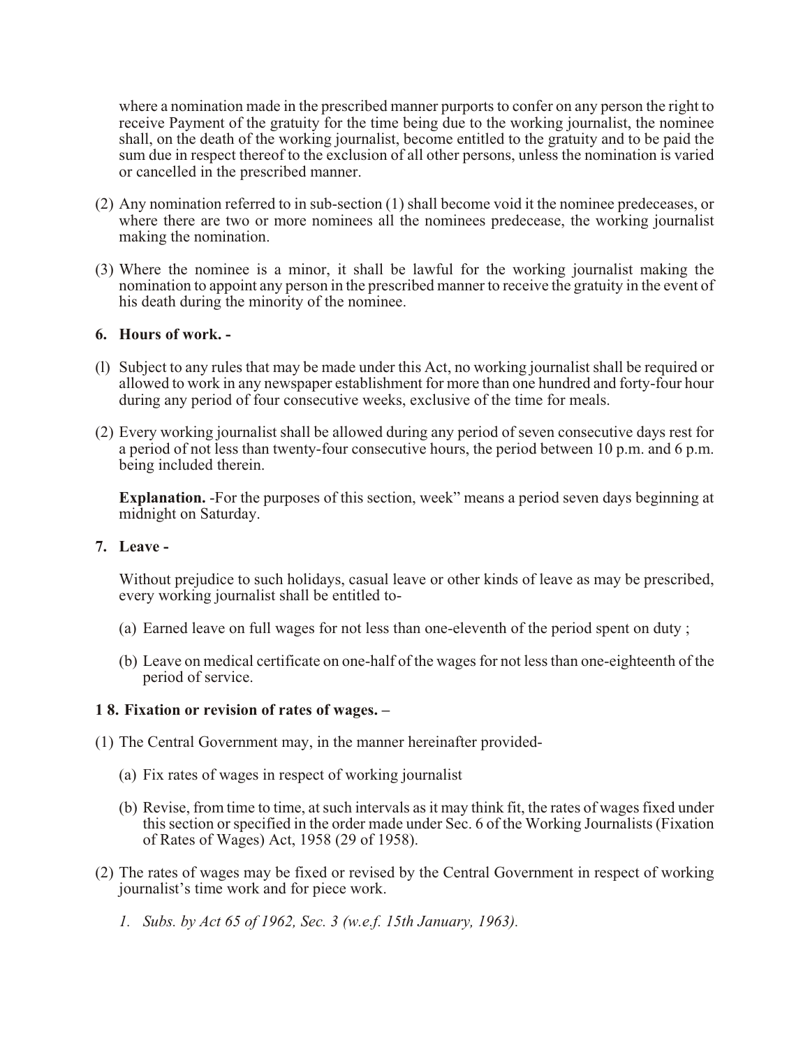where a nomination made in the prescribed manner purports to confer on any person the right to receive Payment of the gratuity for the time being due to the working journalist, the nominee shall, on the death of the working journalist, become entitled to the gratuity and to be paid the sum due in respect thereof to the exclusion of all other persons, unless the nomination is varied or cancelled in the prescribed manner.

(2) Any nomination referred to in sub-section (1) shall become void it the nominee predeceases, or where there are two or more nominees all the nominees predecease, the working journalist making the nomination.

(3) Where the nominee is a minor, it shall be lawful for the working journalist making the nomination to appoint any person in the prescribed manner to receive the gratuity in the event of his death during the minority of the nominee.

**6. Hours of work. -**

(l) Subject to any rules that may be made under this Act, no working journalist shall be required or allowed to work in any newspaper establishment for more than one hundred and forty-four hour during any period of four consecutive weeks, exclusive of the time for meals.

(2) Every working journalist shall be allowed during any period of seven consecutive days rest for a period of not less than twenty-four consecutive hours, the period between 10 p.m. and 6 p.m. being included therein.

**Explanation.** -For the purposes of this section, week" means a period seven days beginning at midnight on Saturday.

**7. Leave -**

Without prejudice to such holidays, casual leave or other kinds of leave as may be prescribed, every working journalist shall be entitled to-

(a) Earned leave on full wages for not less than one-eleventh of the period spent on duty ;

(b) Leave on medical certificate on one-half of the wages for not less than one-eighteenth of the period of service.

**1 8. Fixation or revision of rates of wages. –**

(1) The Central Government may, in the manner hereinafter provided-

(a) Fix rates of wages in respect of working journalist

(b) Revise, from time to time, at such intervals as it may think fit, the rates of wages fixed under this section or specified in the order made under Sec. 6 of the Working Journalists (Fixation of Rates of Wages) Act, 1958 (29 of 1958).

(2) The rates of wages may be fixed or revised by the Central Government in respect of working journalist's time work and for piece work.

*1. Subs. by Act 65 of 1962, Sec. 3 (w.e.f. 15th January, 1963).*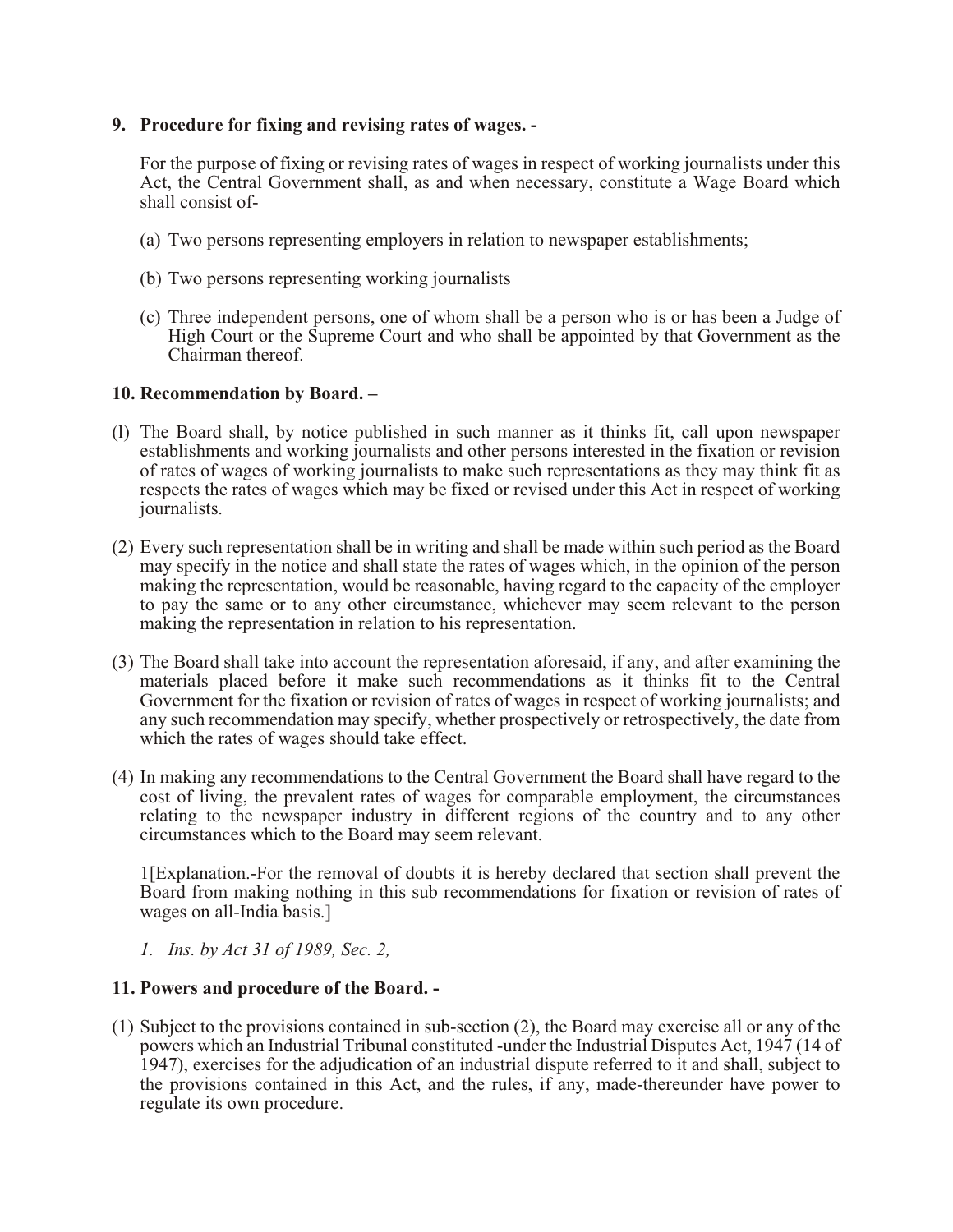**9. Procedure for fixing and revising rates of wages. -**

For the purpose of fixing or revising rates of wages in respect of working journalists under this Act, the Central Government shall, as and when necessary, constitute a Wage Board which shall consist of-

(a) Two persons representing employers in relation to newspaper establishments;

(b) Two persons representing working journalists

(c) Three independent persons, one of whom shall be a person who is or has been a Judge of High Court or the Supreme Court and who shall be appointed by that Government as the Chairman thereof.

**10. Recommendation by Board. –**

(l) The Board shall, by notice published in such manner as it thinks fit, call upon newspaper establishments and working journalists and other persons interested in the fixation or revision of rates of wages of working journalists to make such representations as they may think fit as respects the rates of wages which may be fixed or revised under this Act in respect of working journalists.

(2) Every such representation shall be in writing and shall be made within such period as the Board may specify in the notice and shall state the rates of wages which, in the opinion of the person making the representation, would be reasonable, having regard to the capacity of the employer to pay the same or to any other circumstance, whichever may seem relevant to the person making the representation in relation to his representation.

(3) The Board shall take into account the representation aforesaid, if any, and after examining the materials placed before it make such recommendations as it thinks fit to the Central Government for the fixation or revision of rates of wages in respect of working journalists; and any such recommendation may specify, whether prospectively or retrospectively, the date from which the rates of wages should take effect.

(4) In making any recommendations to the Central Government the Board shall have regard to the cost of living, the prevalent rates of wages for comparable employment, the circumstances relating to the newspaper industry in different regions of the country and to any other circumstances which to the Board may seem relevant.

1[Explanation.-For the removal of doubts it is hereby declared that section shall prevent the Board from making nothing in this sub recommendations for fixation or revision of rates of wages on all-India basis.]

*1. Ins. by Act 31 of 1989, Sec. 2,*

**11. Powers and procedure of the Board. -**

(1) Subject to the provisions contained in sub-section (2), the Board may exercise all or any of the powers which an Industrial Tribunal constituted -under the Industrial Disputes Act, 1947 (14 of 1947), exercises for the adjudication of an industrial dispute referred to it and shall, subject to the provisions contained in this Act, and the rules, if any, made-thereunder have power to regulate its own procedure.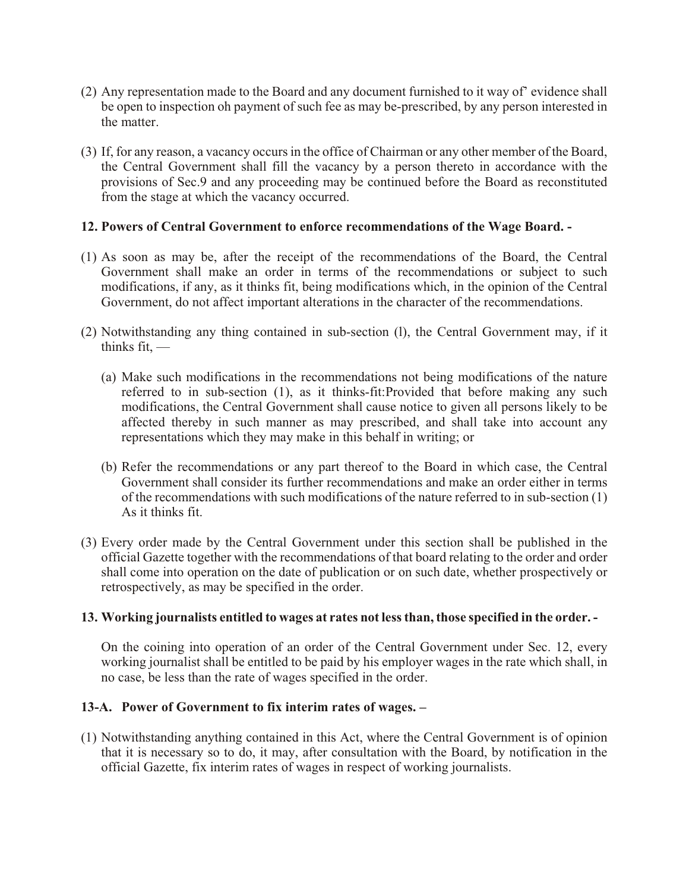(2) Any representation made to the Board and any document furnished to it way of' evidence shall be open to inspection oh payment of such fee as may be-prescribed, by any person interested in the matter.

(3) If, for any reason, a vacancy occurs in the office of Chairman or any other member of the Board, the Central Government shall fill the vacancy by a person thereto in accordance with the provisions of Sec.9 and any proceeding may be continued before the Board as reconstituted from the stage at which the vacancy occurred.

**12. Powers of Central Government to enforce recommendations of the Wage Board. -**

(1) As soon as may be, after the receipt of the recommendations of the Board, the Central Government shall make an order in terms of the recommendations or subject to such modifications, if any, as it thinks fit, being modifications which, in the opinion of the Central Government, do not affect important alterations in the character of the recommendations.

(2) Notwithstanding any thing contained in sub-section (l), the Central Government may, if it thinks fit, —

   (a) Make such modifications in the recommendations not being modifications of the nature referred to in sub-section (1), as it thinks-fit:Provided that before making any such modifications, the Central Government shall cause notice to given all persons likely to be affected thereby in such manner as may prescribed, and shall take into account any representations which they may make in this behalf in writing; or

   (b) Refer the recommendations or any part thereof to the Board in which case, the Central Government shall consider its further recommendations and make an order either in terms of the recommendations with such modifications of the nature referred to in sub-section (1) As it thinks fit.

(3) Every order made by the Central Government under this section shall be published in the official Gazette together with the recommendations of that board relating to the order and order shall come into operation on the date of publication or on such date, whether prospectively or retrospectively, as may be specified in the order.

**13. Working journalists entitled to wages at rates not less than, those specified in the order. -**

On the coining into operation of an order of the Central Government under Sec. 12, every working journalist shall be entitled to be paid by his employer wages in the rate which shall, in no case, be less than the rate of wages specified in the order.

**13-A. Power of Government to fix interim rates of wages. –**

(1) Notwithstanding anything contained in this Act, where the Central Government is of opinion that it is necessary so to do, it may, after consultation with the Board, by notification in the official Gazette, fix interim rates of wages in respect of working journalists.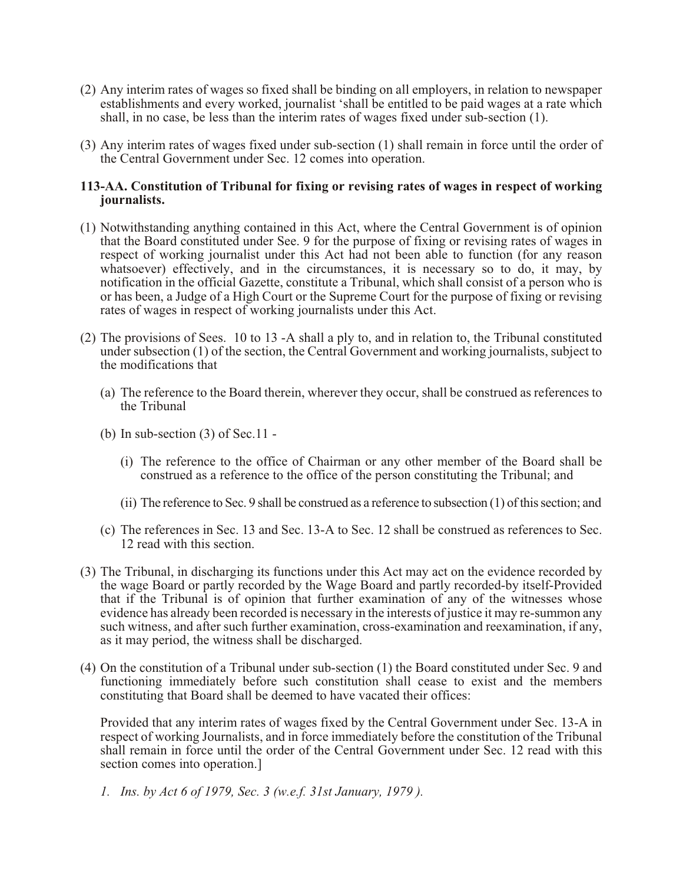(2) Any interim rates of wages so fixed shall be binding on all employers, in relation to newspaper establishments and every worked, journalist 'shall be entitled to be paid wages at a rate which shall, in no case, be less than the interim rates of wages fixed under sub-section (1).

(3) Any interim rates of wages fixed under sub-section (1) shall remain in force until the order of the Central Government under Sec. 12 comes into operation.

**113-AA. Constitution of Tribunal for fixing or revising rates of wages in respect of working journalists.**

(1) Notwithstanding anything contained in this Act, where the Central Government is of opinion that the Board constituted under See. 9 for the purpose of fixing or revising rates of wages in respect of working journalist under this Act had not been able to function (for any reason whatsoever) effectively, and in the circumstances, it is necessary so to do, it may, by notification in the official Gazette, constitute a Tribunal, which shall consist of a person who is or has been, a Judge of a High Court or the Supreme Court for the purpose of fixing or revising rates of wages in respect of working journalists under this Act.

(2) The provisions of Sees. 10 to 13 -A shall a ply to, and in relation to, the Tribunal constituted under subsection (1) of the section, the Central Government and working journalists, subject to the modifications that

(a) The reference to the Board therein, wherever they occur, shall be construed as references to the Tribunal

(b) In sub-section (3) of Sec.11 -

(i) The reference to the office of Chairman or any other member of the Board shall be construed as a reference to the office of the person constituting the Tribunal; and

(ii) The reference to Sec. 9 shall be construed as a reference to subsection (1) of this section; and

(c) The references in Sec. 13 and Sec. 13-A to Sec. 12 shall be construed as references to Sec. 12 read with this section.

(3) The Tribunal, in discharging its functions under this Act may act on the evidence recorded by the wage Board or partly recorded by the Wage Board and partly recorded-by itself-Provided that if the Tribunal is of opinion that further examination of any of the witnesses whose evidence has already been recorded is necessary in the interests of justice it may re-summon any such witness, and after such further examination, cross-examination and reexamination, if any, as it may period, the witness shall be discharged.

(4) On the constitution of a Tribunal under sub-section (1) the Board constituted under Sec. 9 and functioning immediately before such constitution shall cease to exist and the members constituting that Board shall be deemed to have vacated their offices:

Provided that any interim rates of wages fixed by the Central Government under Sec. 13-A in respect of working Journalists, and in force immediately before the constitution of the Tribunal shall remain in force until the order of the Central Government under Sec. 12 read with this section comes into operation.]

*1. Ins. by Act 6 of 1979, Sec. 3 (w.e.f. 31st January, 1979 ).*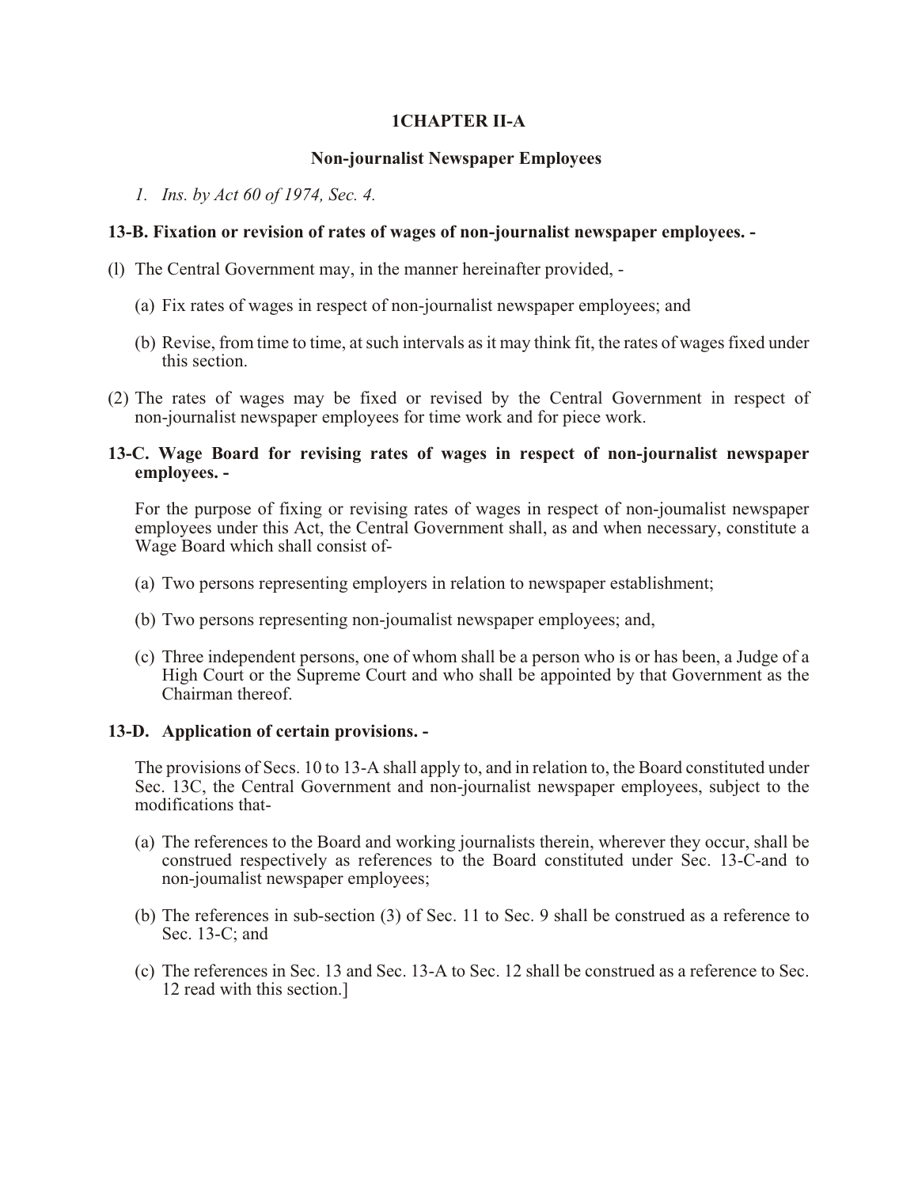## 1CHAPTER II-A

### Non-journalist Newspaper Employees

*1. Ins. by Act 60 of 1974, Sec. 4.*

**13-B. Fixation or revision of rates of wages of non-journalist newspaper employees. -**

(l) The Central Government may, in the manner hereinafter provided, -

(a) Fix rates of wages in respect of non-journalist newspaper employees; and

(b) Revise, from time to time, at such intervals as it may think fit, the rates of wages fixed under this section.

(2) The rates of wages may be fixed or revised by the Central Government in respect of non-journalist newspaper employees for time work and for piece work.

**13-C. Wage Board for revising rates of wages in respect of non-journalist newspaper employees. -**

For the purpose of fixing or revising rates of wages in respect of non-joumalist newspaper employees under this Act, the Central Government shall, as and when necessary, constitute a Wage Board which shall consist of-

(a) Two persons representing employers in relation to newspaper establishment;

(b) Two persons representing non-joumalist newspaper employees; and,

(c) Three independent persons, one of whom shall be a person who is or has been, a Judge of a High Court or the Supreme Court and who shall be appointed by that Government as the Chairman thereof.

**13-D. Application of certain provisions. -**

The provisions of Secs. 10 to 13-A shall apply to, and in relation to, the Board constituted under Sec. 13C, the Central Government and non-journalist newspaper employees, subject to the modifications that-

(a) The references to the Board and working journalists therein, wherever they occur, shall be construed respectively as references to the Board constituted under Sec. 13-C-and to non-joumalist newspaper employees;

(b) The references in sub-section (3) of Sec. 11 to Sec. 9 shall be construed as a reference to Sec. 13-C; and

(c) The references in Sec. 13 and Sec. 13-A to Sec. 12 shall be construed as a reference to Sec. 12 read with this section.]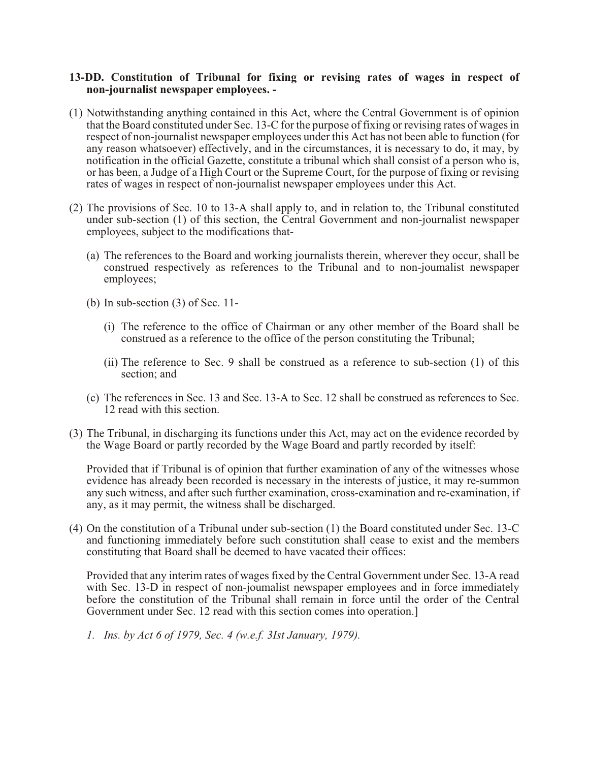**13-DD. Constitution of Tribunal for fixing or revising rates of wages in respect of non-journalist newspaper employees. -**

(1) Notwithstanding anything contained in this Act, where the Central Government is of opinion that the Board constituted under Sec. 13-C for the purpose of fixing or revising rates of wages in respect of non-journalist newspaper employees under this Act has not been able to function (for any reason whatsoever) effectively, and in the circumstances, it is necessary to do, it may, by notification in the official Gazette, constitute a tribunal which shall consist of a person who is, or has been, a Judge of a High Court or the Supreme Court, for the purpose of fixing or revising rates of wages in respect of non-journalist newspaper employees under this Act.

(2) The provisions of Sec. 10 to 13-A shall apply to, and in relation to, the Tribunal constituted under sub-section (1) of this section, the Central Government and non-journalist newspaper employees, subject to the modifications that-

   (a) The references to the Board and working journalists therein, wherever they occur, shall be construed respectively as references to the Tribunal and to non-joumalist newspaper employees;

   (b) In sub-section (3) of Sec. 11-

      (i) The reference to the office of Chairman or any other member of the Board shall be construed as a reference to the office of the person constituting the Tribunal;

      (ii) The reference to Sec. 9 shall be construed as a reference to sub-section (1) of this section; and

   (c) The references in Sec. 13 and Sec. 13-A to Sec. 12 shall be construed as references to Sec. 12 read with this section.

(3) The Tribunal, in discharging its functions under this Act, may act on the evidence recorded by the Wage Board or partly recorded by the Wage Board and partly recorded by itself:

   Provided that if Tribunal is of opinion that further examination of any of the witnesses whose evidence has already been recorded is necessary in the interests of justice, it may re-summon any such witness, and after such further examination, cross-examination and re-examination, if any, as it may permit, the witness shall be discharged.

(4) On the constitution of a Tribunal under sub-section (1) the Board constituted under Sec. 13-C and functioning immediately before such constitution shall cease to exist and the members constituting that Board shall be deemed to have vacated their offices:

   Provided that any interim rates of wages fixed by the Central Government under Sec. 13-A read with Sec. 13-D in respect of non-joumalist newspaper employees and in force immediately before the constitution of the Tribunal shall remain in force until the order of the Central Government under Sec. 12 read with this section comes into operation.]

*1. Ins. by Act 6 of 1979, Sec. 4 (w.e.f. 3Ist January, 1979).*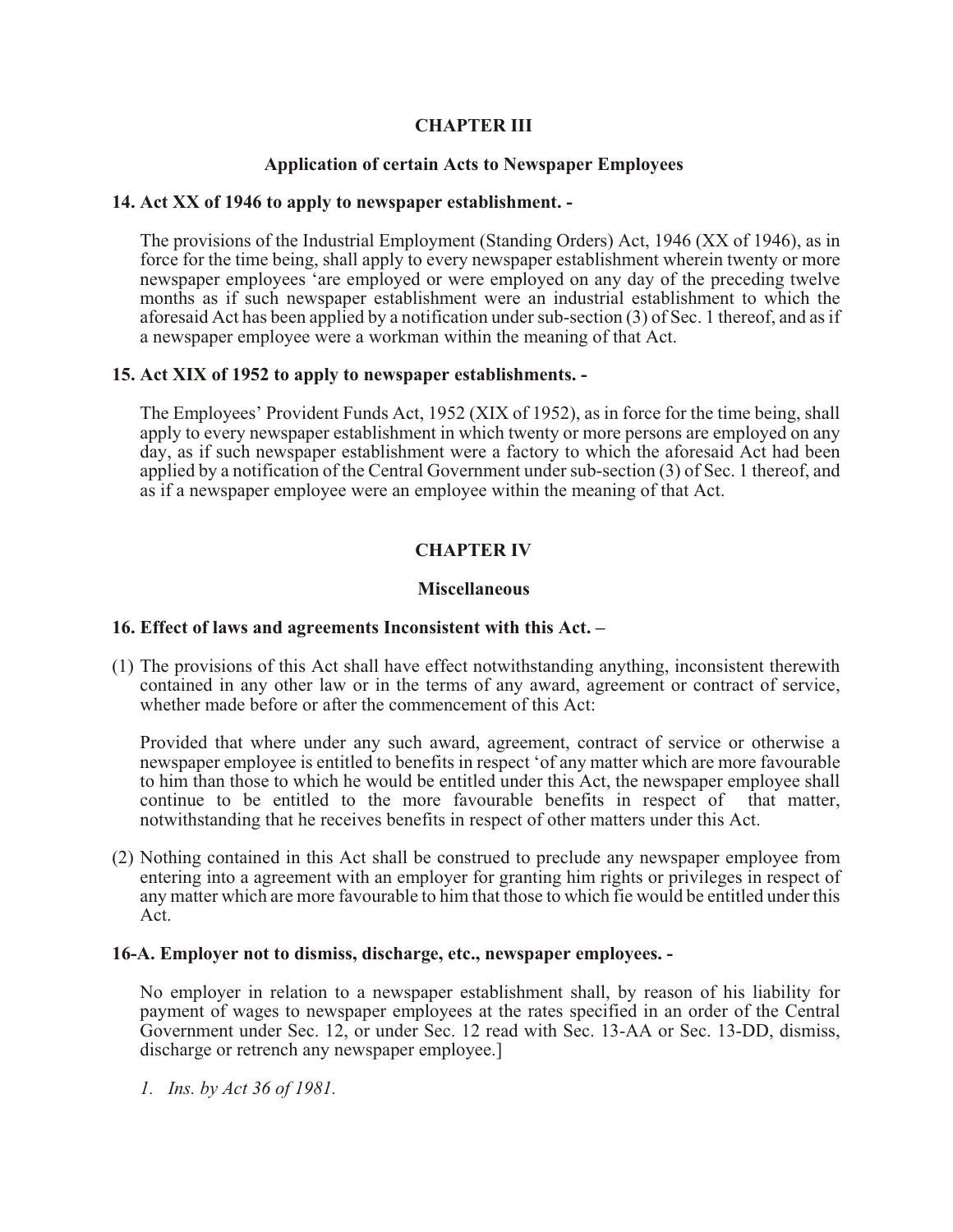## CHAPTER III

### Application of certain Acts to Newspaper Employees

**14. Act XX of 1946 to apply to newspaper establishment. -**

The provisions of the Industrial Employment (Standing Orders) Act, 1946 (XX of 1946), as in force for the time being, shall apply to every newspaper establishment wherein twenty or more newspaper employees 'are employed or were employed on any day of the preceding twelve months as if such newspaper establishment were an industrial establishment to which the aforesaid Act has been applied by a notification under sub-section (3) of Sec. 1 thereof, and as if a newspaper employee were a workman within the meaning of that Act.

**15. Act XIX of 1952 to apply to newspaper establishments. -**

The Employees' Provident Funds Act, 1952 (XIX of 1952), as in force for the time being, shall apply to every newspaper establishment in which twenty or more persons are employed on any day, as if such newspaper establishment were a factory to which the aforesaid Act had been applied by a notification of the Central Government under sub-section (3) of Sec. 1 thereof, and as if a newspaper employee were an employee within the meaning of that Act.

## CHAPTER IV

### Miscellaneous

**16. Effect of laws and agreements Inconsistent with this Act. –**

(1) The provisions of this Act shall have effect notwithstanding anything, inconsistent therewith contained in any other law or in the terms of any award, agreement or contract of service, whether made before or after the commencement of this Act:

Provided that where under any such award, agreement, contract of service or otherwise a newspaper employee is entitled to benefits in respect 'of any matter which are more favourable to him than those to which he would be entitled under this Act, the newspaper employee shall continue to be entitled to the more favourable benefits in respect of that matter, notwithstanding that he receives benefits in respect of other matters under this Act.

(2) Nothing contained in this Act shall be construed to preclude any newspaper employee from entering into a agreement with an employer for granting him rights or privileges in respect of any matter which are more favourable to him that those to which fie would be entitled under this Act.

**16-A. Employer not to dismiss, discharge, etc., newspaper employees. -**

No employer in relation to a newspaper establishment shall, by reason of his liability for payment of wages to newspaper employees at the rates specified in an order of the Central Government under Sec. 12, or under Sec. 12 read with Sec. 13-AA or Sec. 13-DD, dismiss, discharge or retrench any newspaper employee.]

*1. Ins. by Act 36 of 1981.*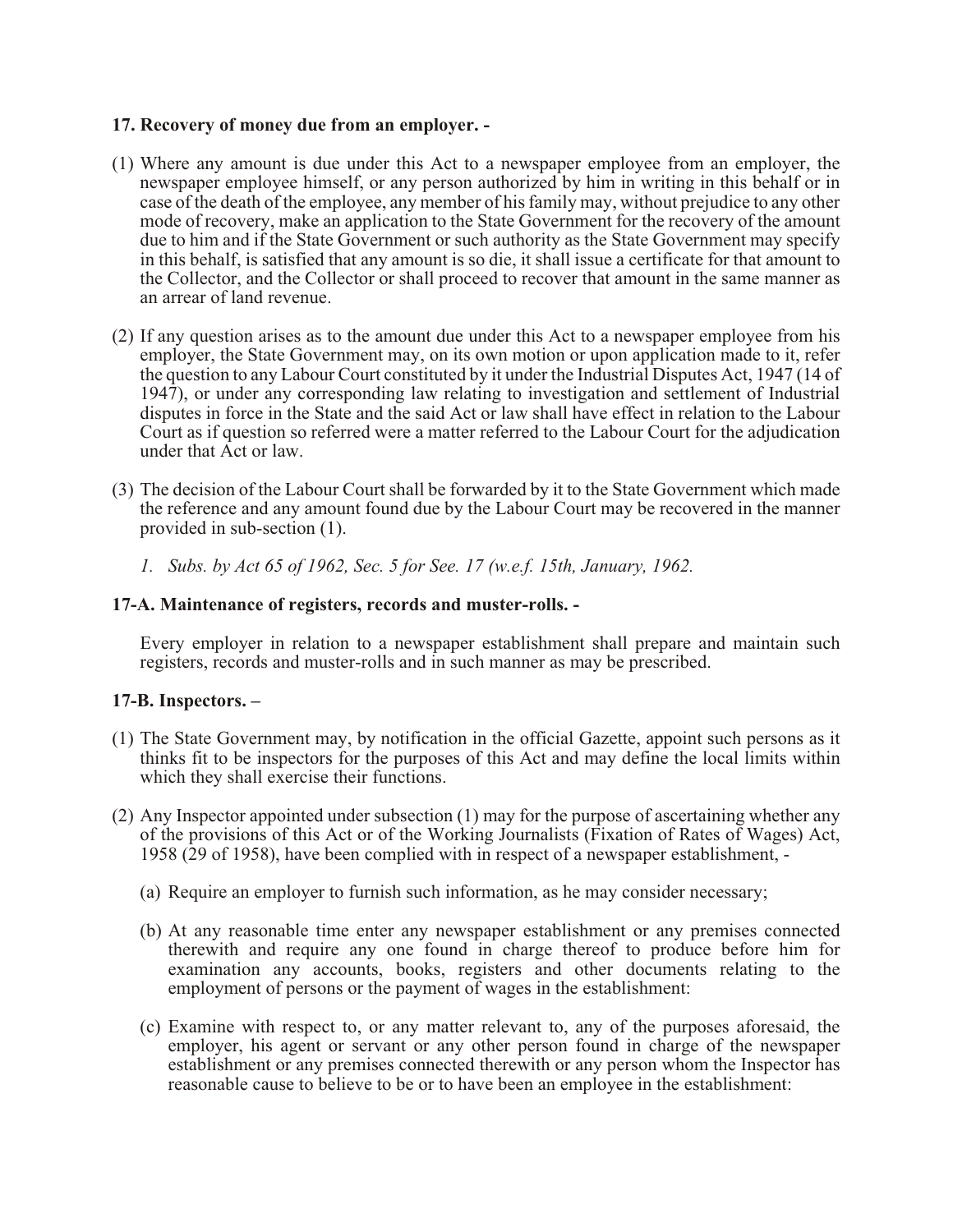**17. Recovery of money due from an employer. -**

(1) Where any amount is due under this Act to a newspaper employee from an employer, the newspaper employee himself, or any person authorized by him in writing in this behalf or in case of the death of the employee, any member of his family may, without prejudice to any other mode of recovery, make an application to the State Government for the recovery of the amount due to him and if the State Government or such authority as the State Government may specify in this behalf, is satisfied that any amount is so die, it shall issue a certificate for that amount to the Collector, and the Collector or shall proceed to recover that amount in the same manner as an arrear of land revenue.

(2) If any question arises as to the amount due under this Act to a newspaper employee from his employer, the State Government may, on its own motion or upon application made to it, refer the question to any Labour Court constituted by it under the Industrial Disputes Act, 1947 (14 of 1947), or under any corresponding law relating to investigation and settlement of Industrial disputes in force in the State and the said Act or law shall have effect in relation to the Labour Court as if question so referred were a matter referred to the Labour Court for the adjudication under that Act or law.

(3) The decision of the Labour Court shall be forwarded by it to the State Government which made the reference and any amount found due by the Labour Court may be recovered in the manner provided in sub-section (1).

*1. Subs. by Act 65 of 1962, Sec. 5 for See. 17 (w.e.f. 15th, January, 1962.*

**17-A. Maintenance of registers, records and muster-rolls. -**

Every employer in relation to a newspaper establishment shall prepare and maintain such registers, records and muster-rolls and in such manner as may be prescribed.

**17-B. Inspectors. –**

(1) The State Government may, by notification in the official Gazette, appoint such persons as it thinks fit to be inspectors for the purposes of this Act and may define the local limits within which they shall exercise their functions.

(2) Any Inspector appointed under subsection (1) may for the purpose of ascertaining whether any of the provisions of this Act or of the Working Journalists (Fixation of Rates of Wages) Act, 1958 (29 of 1958), have been complied with in respect of a newspaper establishment, -

(a) Require an employer to furnish such information, as he may consider necessary;

(b) At any reasonable time enter any newspaper establishment or any premises connected therewith and require any one found in charge thereof to produce before him for examination any accounts, books, registers and other documents relating to the employment of persons or the payment of wages in the establishment:

(c) Examine with respect to, or any matter relevant to, any of the purposes aforesaid, the employer, his agent or servant or any other person found in charge of the newspaper establishment or any premises connected therewith or any person whom the Inspector has reasonable cause to believe to be or to have been an employee in the establishment: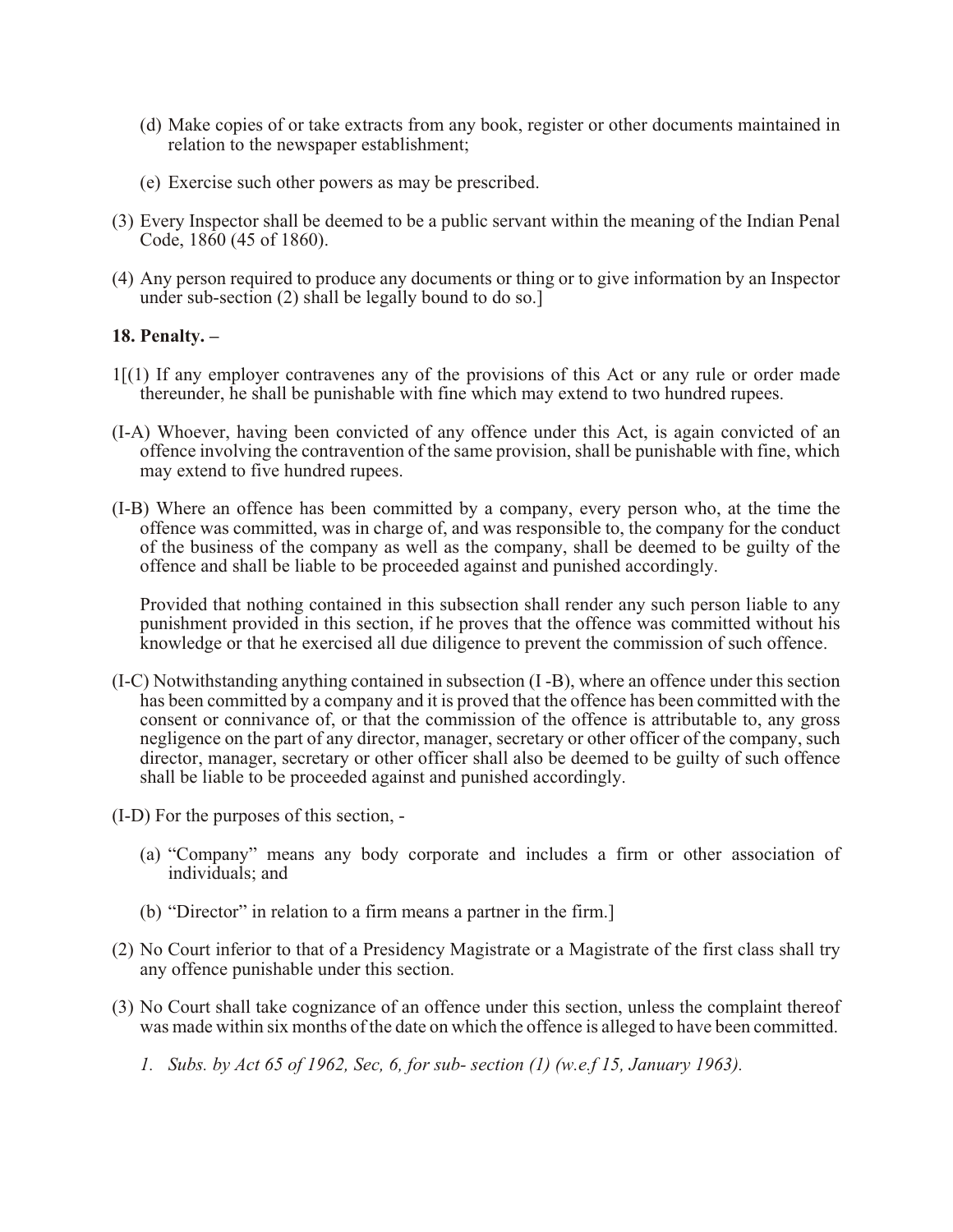(d) Make copies of or take extracts from any book, register or other documents maintained in relation to the newspaper establishment;

(e) Exercise such other powers as may be prescribed.

(3) Every Inspector shall be deemed to be a public servant within the meaning of the Indian Penal Code, 1860 (45 of 1860).

(4) Any person required to produce any documents or thing or to give information by an Inspector under sub-section (2) shall be legally bound to do so.]

**18. Penalty. –**

1[(1) If any employer contravenes any of the provisions of this Act or any rule or order made thereunder, he shall be punishable with fine which may extend to two hundred rupees.

(I-A) Whoever, having been convicted of any offence under this Act, is again convicted of an offence involving the contravention of the same provision, shall be punishable with fine, which may extend to five hundred rupees.

(I-B) Where an offence has been committed by a company, every person who, at the time the offence was committed, was in charge of, and was responsible to, the company for the conduct of the business of the company as well as the company, shall be deemed to be guilty of the offence and shall be liable to be proceeded against and punished accordingly.

Provided that nothing contained in this subsection shall render any such person liable to any punishment provided in this section, if he proves that the offence was committed without his knowledge or that he exercised all due diligence to prevent the commission of such offence.

(I-C) Notwithstanding anything contained in subsection (I -B), where an offence under this section has been committed by a company and it is proved that the offence has been committed with the consent or connivance of, or that the commission of the offence is attributable to, any gross negligence on the part of any director, manager, secretary or other officer of the company, such director, manager, secretary or other officer shall also be deemed to be guilty of such offence shall be liable to be proceeded against and punished accordingly.

(I-D) For the purposes of this section, -

(a) "Company" means any body corporate and includes a firm or other association of individuals; and

(b) "Director" in relation to a firm means a partner in the firm.]

(2) No Court inferior to that of a Presidency Magistrate or a Magistrate of the first class shall try any offence punishable under this section.

(3) No Court shall take cognizance of an offence under this section, unless the complaint thereof was made within six months of the date on which the offence is alleged to have been committed.

*1. Subs. by Act 65 of 1962, Sec, 6, for sub- section (1) (w.e.f 15, January 1963).*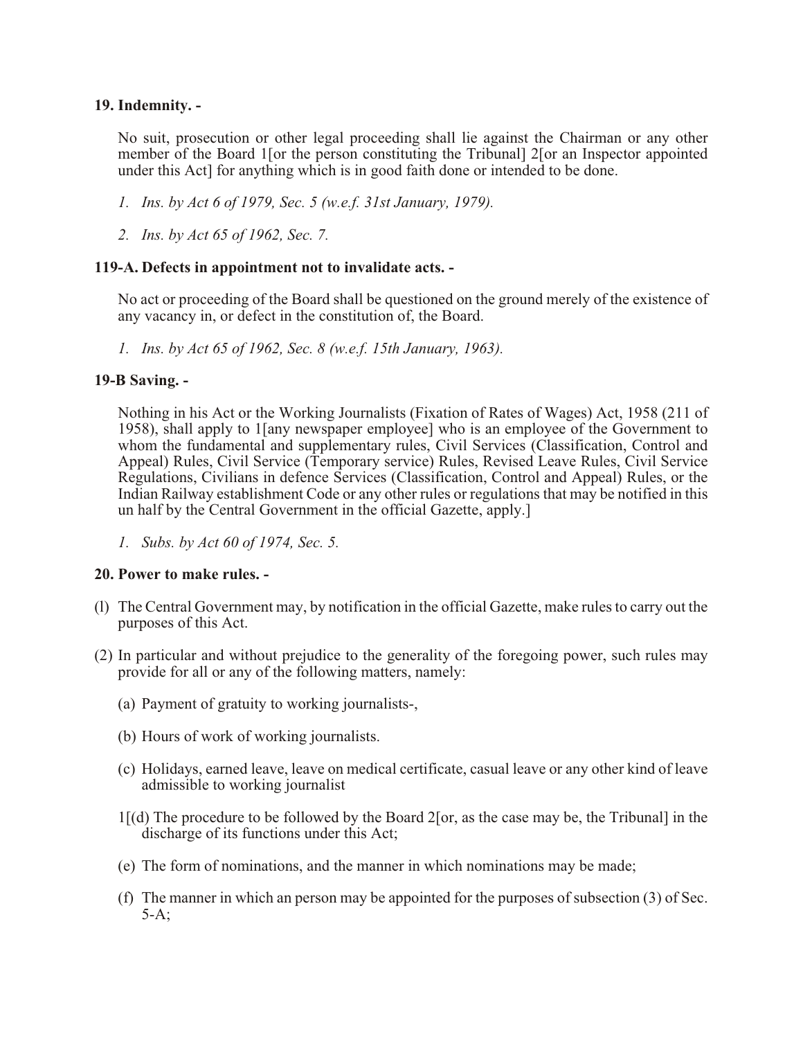**19. Indemnity. -**

No suit, prosecution or other legal proceeding shall lie against the Chairman or any other member of the Board 1[or the person constituting the Tribunal] 2[or an Inspector appointed under this Act] for anything which is in good faith done or intended to be done.

*1. Ins. by Act 6 of 1979, Sec. 5 (w.e.f. 31st January, 1979).*

*2. Ins. by Act 65 of 1962, Sec. 7.*

**119-A. Defects in appointment not to invalidate acts. -**

No act or proceeding of the Board shall be questioned on the ground merely of the existence of any vacancy in, or defect in the constitution of, the Board.

*1. Ins. by Act 65 of 1962, Sec. 8 (w.e.f. 15th January, 1963).*

**19-B Saving. -**

Nothing in his Act or the Working Journalists (Fixation of Rates of Wages) Act, 1958 (211 of 1958), shall apply to 1[any newspaper employee] who is an employee of the Government to whom the fundamental and supplementary rules, Civil Services (Classification, Control and Appeal) Rules, Civil Service (Temporary service) Rules, Revised Leave Rules, Civil Service Regulations, Civilians in defence Services (Classification, Control and Appeal) Rules, or the Indian Railway establishment Code or any other rules or regulations that may be notified in this un half by the Central Government in the official Gazette, apply.]

*1. Subs. by Act 60 of 1974, Sec. 5.*

**20. Power to make rules. -**

(l) The Central Government may, by notification in the official Gazette, make rules to carry out the purposes of this Act.

(2) In particular and without prejudice to the generality of the foregoing power, such rules may provide for all or any of the following matters, namely:

(a) Payment of gratuity to working journalists-,

(b) Hours of work of working journalists.

(c) Holidays, earned leave, leave on medical certificate, casual leave or any other kind of leave admissible to working journalist

1[(d) The procedure to be followed by the Board 2[or, as the case may be, the Tribunal] in the discharge of its functions under this Act;

(e) The form of nominations, and the manner in which nominations may be made;

(f) The manner in which an person may be appointed for the purposes of subsection (3) of Sec. 5-A;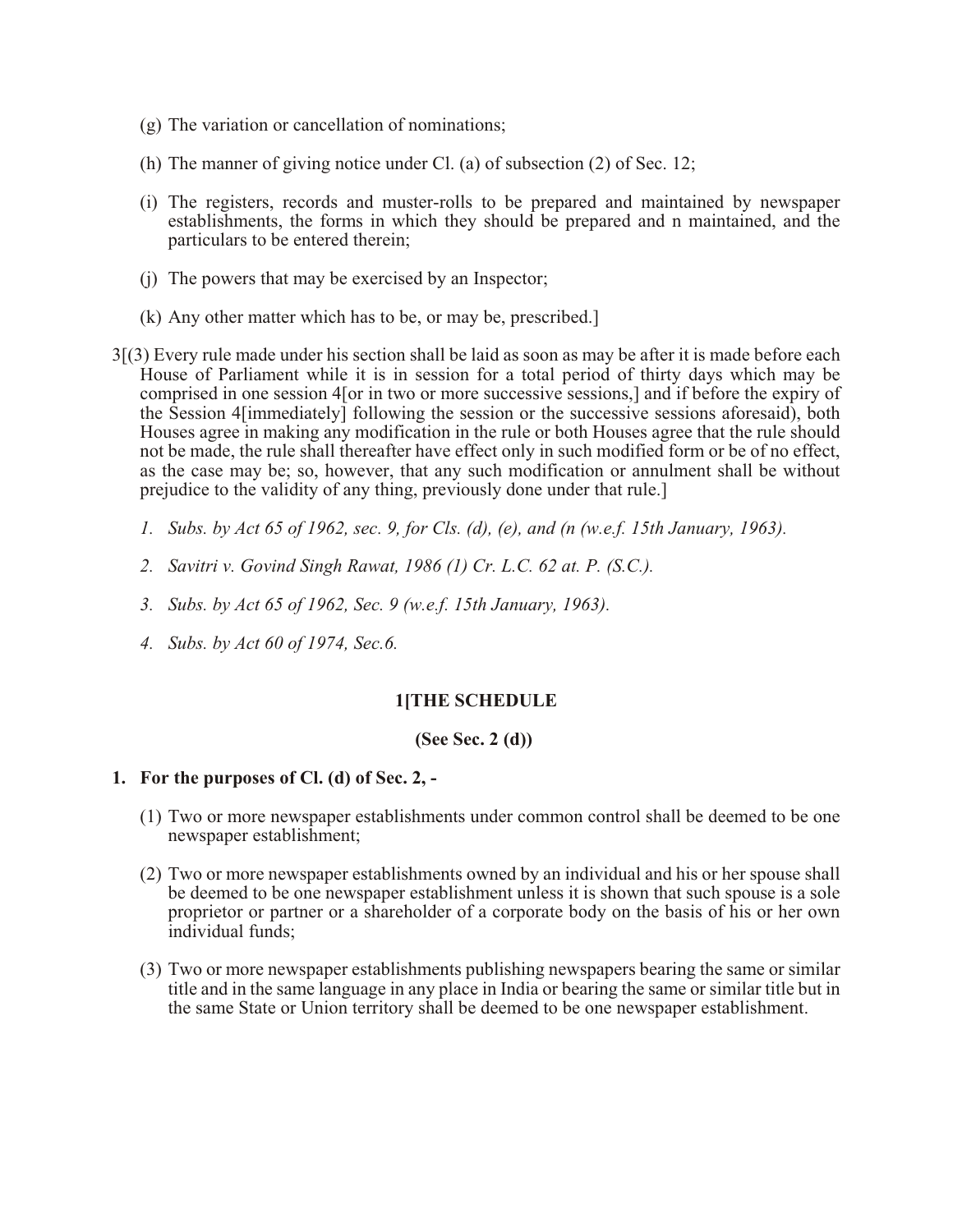(g) The variation or cancellation of nominations;

(h) The manner of giving notice under Cl. (a) of subsection (2) of Sec. 12;

(i) The registers, records and muster-rolls to be prepared and maintained by newspaper establishments, the forms in which they should be prepared and n maintained, and the particulars to be entered therein;

(j) The powers that may be exercised by an Inspector;

(k) Any other matter which has to be, or may be, prescribed.]

3[(3) Every rule made under his section shall be laid as soon as may be after it is made before each House of Parliament while it is in session for a total period of thirty days which may be comprised in one session 4[or in two or more successive sessions,] and if before the expiry of the Session 4[immediately] following the session or the successive sessions aforesaid), both Houses agree in making any modification in the rule or both Houses agree that the rule should not be made, the rule shall thereafter have effect only in such modified form or be of no effect, as the case may be; so, however, that any such modification or annulment shall be without prejudice to the validity of any thing, previously done under that rule.]

*1. Subs. by Act 65 of 1962, sec. 9, for Cls. (d), (e), and (n (w.e.f. 15th January, 1963).*

*2. Savitri v. Govind Singh Rawat, 1986 (1) Cr. L.C. 62 at. P. (S.C.).*

*3. Subs. by Act 65 of 1962, Sec. 9 (w.e.f. 15th January, 1963).*

*4. Subs. by Act 60 of 1974, Sec.6.*

**1[THE SCHEDULE**

**(See Sec. 2 (d))**

**1. For the purposes of Cl. (d) of Sec. 2, -**

(1) Two or more newspaper establishments under common control shall be deemed to be one newspaper establishment;

(2) Two or more newspaper establishments owned by an individual and his or her spouse shall be deemed to be one newspaper establishment unless it is shown that such spouse is a sole proprietor or partner or a shareholder of a corporate body on the basis of his or her own individual funds;

(3) Two or more newspaper establishments publishing newspapers bearing the same or similar title and in the same language in any place in India or bearing the same or similar title but in the same State or Union territory shall be deemed to be one newspaper establishment.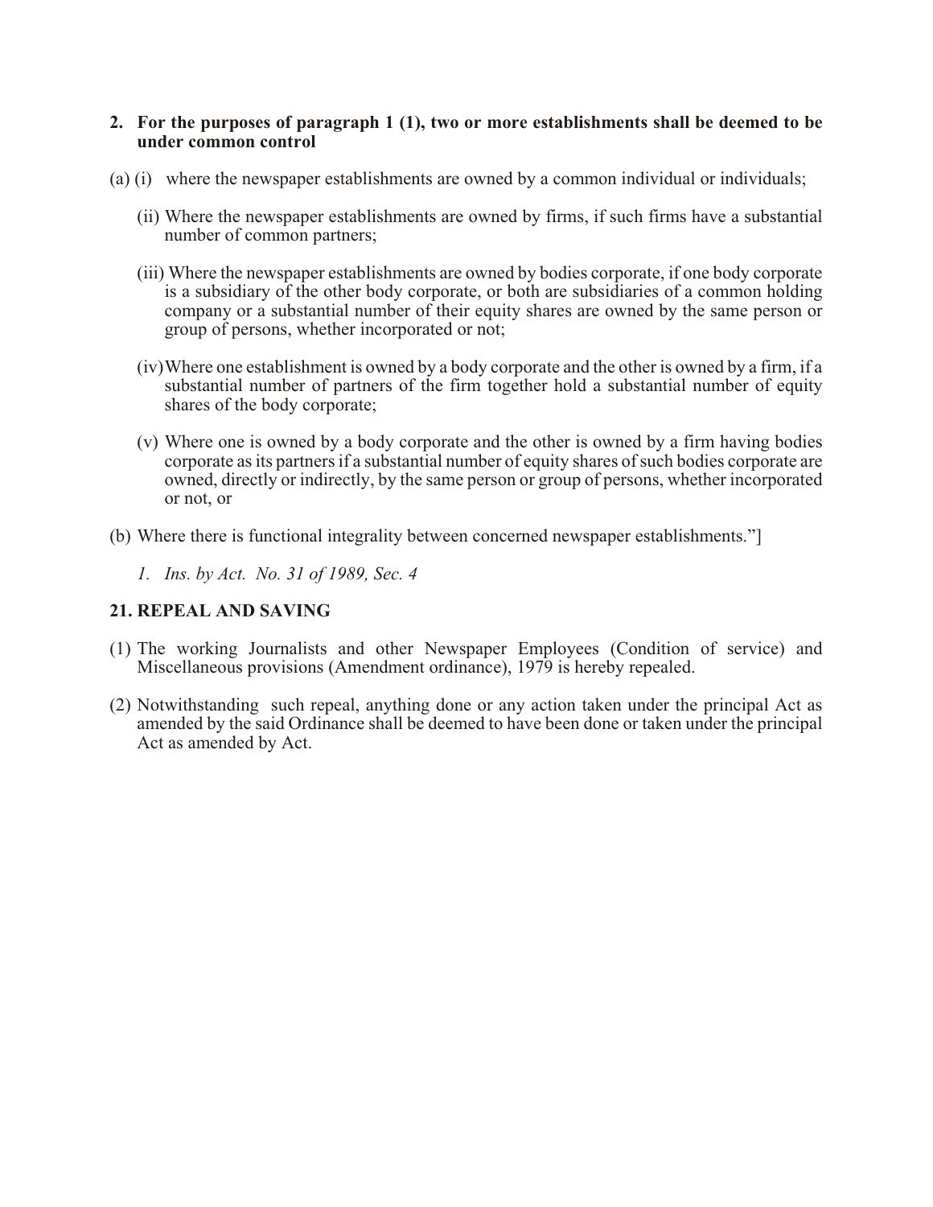**2. For the purposes of paragraph 1 (1), two or more establishments shall be deemed to be under common control**

(a) (i) where the newspaper establishments are owned by a common individual or individuals;

(ii) Where the newspaper establishments are owned by firms, if such firms have a substantial number of common partners;

(iii) Where the newspaper establishments are owned by bodies corporate, if one body corporate is a subsidiary of the other body corporate, or both are subsidiaries of a common holding company or a substantial number of their equity shares are owned by the same person or group of persons, whether incorporated or not;

(iv) Where one establishment is owned by a body corporate and the other is owned by a firm, if a substantial number of partners of the firm together hold a substantial number of equity shares of the body corporate;

(v) Where one is owned by a body corporate and the other is owned by a firm having bodies corporate as its partners if a substantial number of equity shares of such bodies corporate are owned, directly or indirectly, by the same person or group of persons, whether incorporated or not, or

(b) Where there is functional integrality between concerned newspaper establishments.”]

*1. Ins. by Act. No. 31 of 1989, Sec. 4*

**21. REPEAL AND SAVING**

(1) The working Journalists and other Newspaper Employees (Condition of service) and Miscellaneous provisions (Amendment ordinance), 1979 is hereby repealed.

(2) Notwithstanding such repeal, anything done or any action taken under the principal Act as amended by the said Ordinance shall be deemed to have been done or taken under the principal Act as amended by Act.